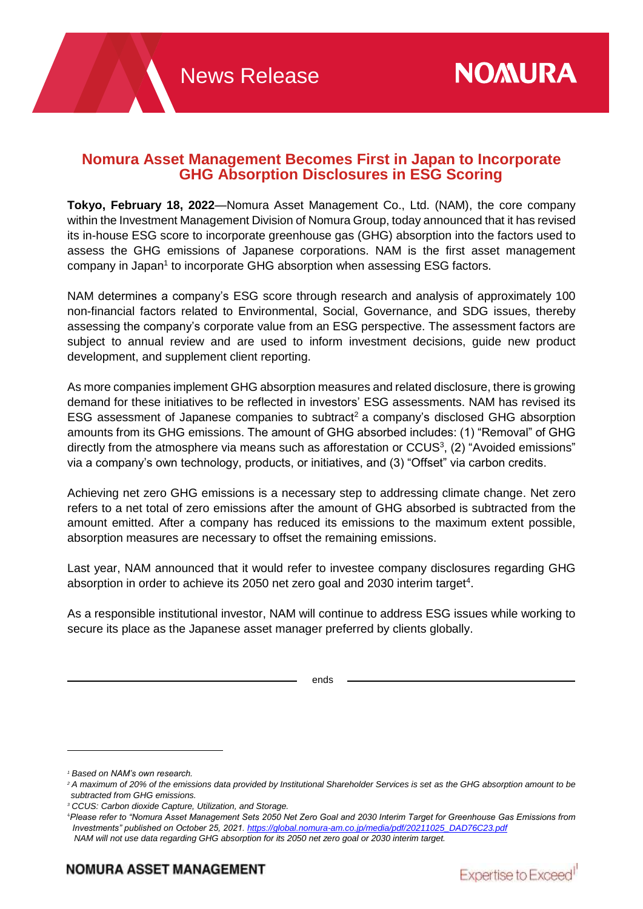# News Release

# Nomura Asset Management Becomes First in Japan to Incorporate GHG Absorption Disclosures in ESG Scoring

**Tokyo, February 18, 2022**—Nomura Asset Management Co., Ltd. (NAM), the core company within the Investment Management Division of Nomura Group, today announced that it has revised its in-house ESG score to incorporate greenhouse gas (GHG) absorption into the factors used to assess the GHG emissions of Japanese corporations. NAM is the first asset management company in Japan[1] to incorporate GHG absorption when assessing ESG factors.

NAM determines a company's ESG score through research and analysis of approximately 100 non-financial factors related to Environmental, Social, Governance, and SDG issues, thereby assessing the company's corporate value from an ESG perspective. The assessment factors are subject to annual review and are used to inform investment decisions, guide new product development, and supplement client reporting.

As more companies implement GHG absorption measures and related disclosure, there is growing demand for these initiatives to be reflected in investors' ESG assessments. NAM has revised its ESG assessment of Japanese companies to subtract[2] a company's disclosed GHG absorption amounts from its GHG emissions. The amount of GHG absorbed includes: (1) "Removal" of GHG directly from the atmosphere via means such as afforestation or CCUS[3], (2) "Avoided emissions" via a company's own technology, products, or initiatives, and (3) "Offset" via carbon credits.

Achieving net zero GHG emissions is a necessary step to addressing climate change. Net zero refers to a net total of zero emissions after the amount of GHG absorbed is subtracted from the amount emitted. After a company has reduced its emissions to the maximum extent possible, absorption measures are necessary to offset the remaining emissions.

Last year, NAM announced that it would refer to investee company disclosures regarding GHG absorption in order to achieve its 2050 net zero goal and 2030 interim target[4].

As a responsible institutional investor, NAM will continue to address ESG issues while working to secure its place as the Japanese asset manager preferred by clients globally.

ends

---

*[1] Based on NAM's own research.*

*[2] A maximum of 20% of the emissions data provided by Institutional Shareholder Services is set as the GHG absorption amount to be subtracted from GHG emissions.*

*[3] CCUS: Carbon dioxide Capture, Utilization, and Storage.*

*[4] Please refer to "Nomura Asset Management Sets 2050 Net Zero Goal and 2030 Interim Target for Greenhouse Gas Emissions from Investments" published on October 25, 2021. https://global.nomura-am.co.jp/media/pdf/20211025_DAD76C23.pdf NAM will not use data regarding GHG absorption for its 2050 net zero goal or 2030 interim target.*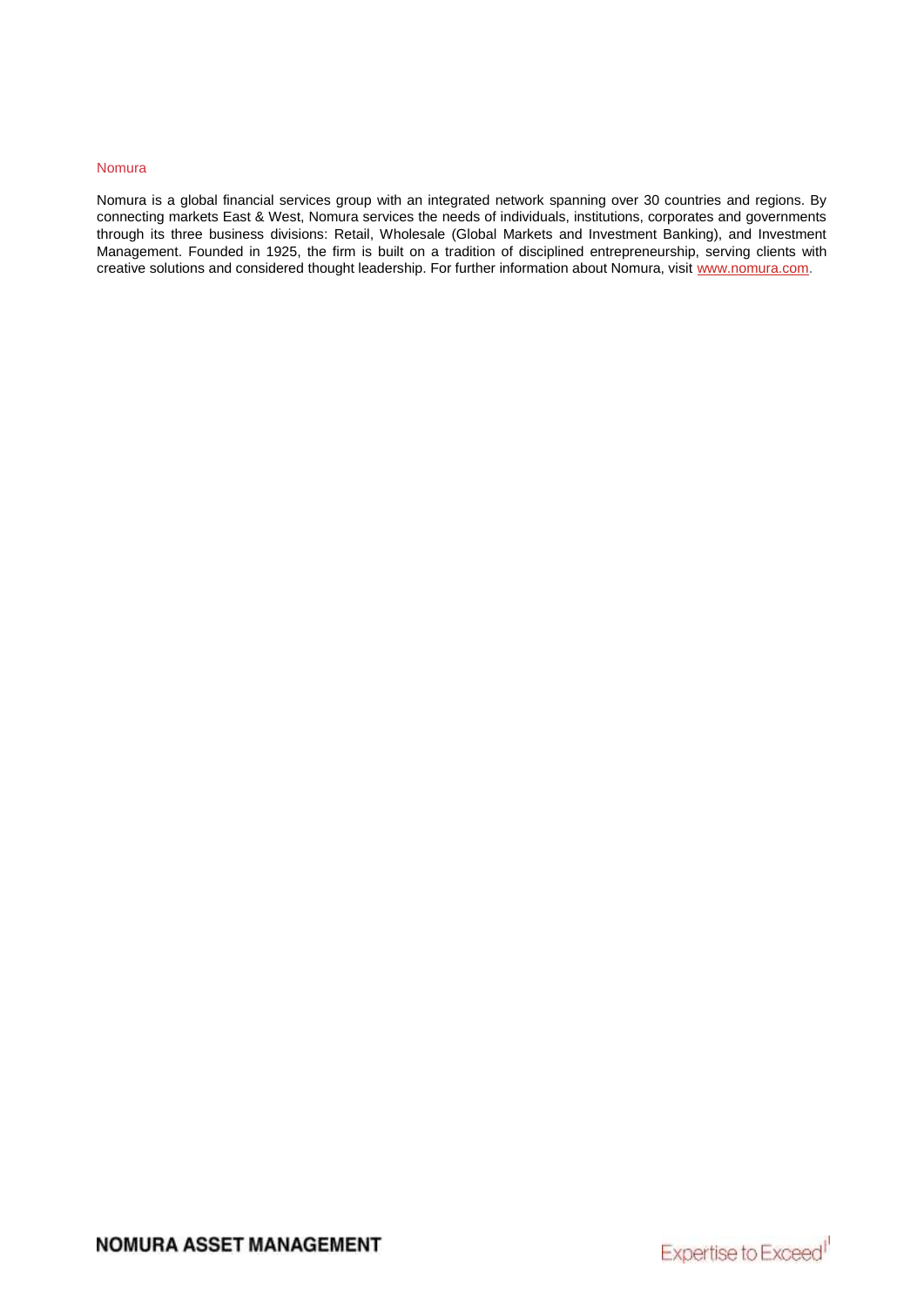## Nomura

Nomura is a global financial services group with an integrated network spanning over 30 countries and regions. By connecting markets East & West, Nomura services the needs of individuals, institutions, corporates and governments through its three business divisions: Retail, Wholesale (Global Markets and Investment Banking), and Investment Management. Founded in 1925, the firm is built on a tradition of disciplined entrepreneurship, serving clients with creative solutions and considered thought leadership. For further information about Nomura, visit www.nomura.com.